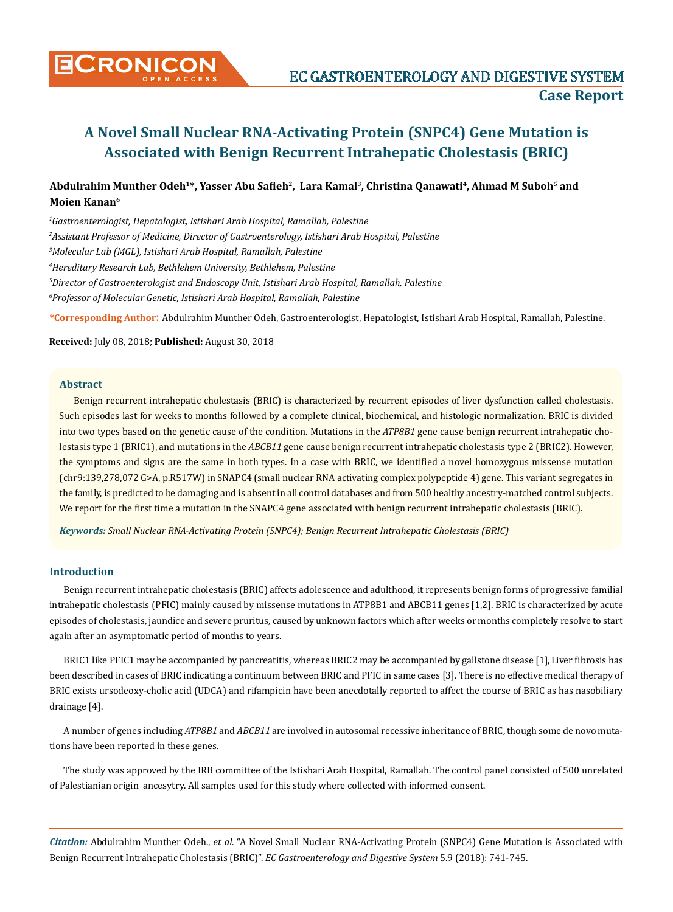# A Novel Small Nuclear RNA-Activating Protein (SNPC4) Gene Mutation is Associated with Benign Recurrent Intrahepatic Cholestasis (BRIC)

**Abdulrahim Munther Odeh[1]*, Yasser Abu Safieh[2], Lara Kamal[3], Christina Qanawati[4], Ahmad M Suboh[5] and Moien Kanan[6]**

[1]*Gastroenterologist, Hepatologist, Istishari Arab Hospital, Ramallah, Palestine*

[2]*Assistant Professor of Medicine, Director of Gastroenterology, Istishari Arab Hospital, Palestine*

[3]*Molecular Lab (MGL), Istishari Arab Hospital, Ramallah, Palestine*

[4]*Hereditary Research Lab, Bethlehem University, Bethlehem, Palestine*

[5]*Director of Gastroenterologist and Endoscopy Unit, Istishari Arab Hospital, Ramallah, Palestine*

[6]*Professor of Molecular Genetic, Istishari Arab Hospital, Ramallah, Palestine*

**\*Corresponding Author:** Abdulrahim Munther Odeh, Gastroenterologist, Hepatologist, Istishari Arab Hospital, Ramallah, Palestine.

**Received:** July 08, 2018; **Published:** August 30, 2018

## Abstract

Benign recurrent intrahepatic cholestasis (BRIC) is characterized by recurrent episodes of liver dysfunction called cholestasis. Such episodes last for weeks to months followed by a complete clinical, biochemical, and histologic normalization. BRIC is divided into two types based on the genetic cause of the condition. Mutations in the *ATP8B1* gene cause benign recurrent intrahepatic cholestasis type 1 (BRIC1), and mutations in the *ABCB11* gene cause benign recurrent intrahepatic cholestasis type 2 (BRIC2). However, the symptoms and signs are the same in both types. In a case with BRIC, we identified a novel homozygous missense mutation (chr9:139,278,072 G>A, p.R517W) in SNAPC4 (small nuclear RNA activating complex polypeptide 4) gene. This variant segregates in the family, is predicted to be damaging and is absent in all control databases and from 500 healthy ancestry-matched control subjects. We report for the first time a mutation in the SNAPC4 gene associated with benign recurrent intrahepatic cholestasis (BRIC).

***Keywords:*** *Small Nuclear RNA-Activating Protein (SNPC4); Benign Recurrent Intrahepatic Cholestasis (BRIC)*

## Introduction

Benign recurrent intrahepatic cholestasis (BRIC) affects adolescence and adulthood, it represents benign forms of progressive familial intrahepatic cholestasis (PFIC) mainly caused by missense mutations in ATP8B1 and ABCB11 genes [1,2]. BRIC is characterized by acute episodes of cholestasis, jaundice and severe pruritus, caused by unknown factors which after weeks or months completely resolve to start again after an asymptomatic period of months to years.

BRIC1 like PFIC1 may be accompanied by pancreatitis, whereas BRIC2 may be accompanied by gallstone disease [1], Liver fibrosis has been described in cases of BRIC indicating a continuum between BRIC and PFIC in same cases [3]. There is no effective medical therapy of BRIC exists ursodeoxy-cholic acid (UDCA) and rifampicin have been anecdotally reported to affect the course of BRIC as has nasobiliary drainage [4].

A number of genes including *ATP8B1* and *ABCB11* are involved in autosomal recessive inheritance of BRIC, though some de novo mutations have been reported in these genes.

The study was approved by the IRB committee of the Istishari Arab Hospital, Ramallah. The control panel consisted of 500 unrelated of Palestinian origin ancesytry. All samples used for this study where collected with informed consent.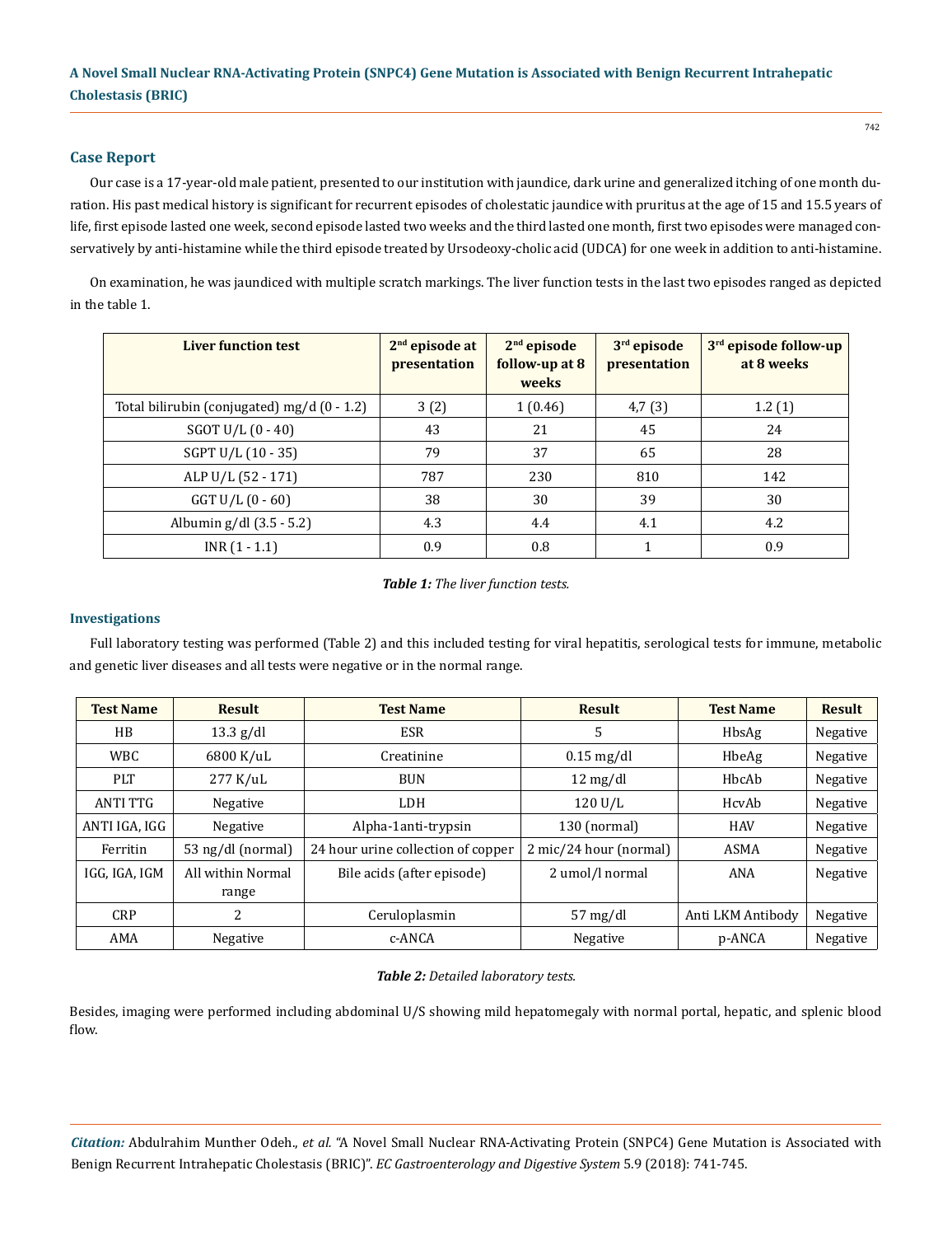## Case Report

Our case is a 17-year-old male patient, presented to our institution with jaundice, dark urine and generalized itching of one month duration. His past medical history is significant for recurrent episodes of cholestatic jaundice with pruritus at the age of 15 and 15.5 years of life, first episode lasted one week, second episode lasted two weeks and the third lasted one month, first two episodes were managed conservatively by anti-histamine while the third episode treated by Ursodeoxy-cholic acid (UDCA) for one week in addition to anti-histamine.

On examination, he was jaundiced with multiple scratch markings. The liver function tests in the last two episodes ranged as depicted in the table 1.

| Liver function test | 2nd episode at presentation | 2nd episode follow-up at 8 weeks | 3rd episode presentation | 3rd episode follow-up at 8 weeks |
|---|---|---|---|---|
| Total bilirubin (conjugated) mg/d (0 - 1.2) | 3 (2) | 1 (0.46) | 4,7 (3) | 1.2 (1) |
| SGOT U/L (0 - 40) | 43 | 21 | 45 | 24 |
| SGPT U/L (10 - 35) | 79 | 37 | 65 | 28 |
| ALP U/L (52 - 171) | 787 | 230 | 810 | 142 |
| GGT U/L (0 - 60) | 38 | 30 | 39 | 30 |
| Albumin g/dl (3.5 - 5.2) | 4.3 | 4.4 | 4.1 | 4.2 |
| INR (1 - 1.1) | 0.9 | 0.8 | 1 | 0.9 |

***Table 1:*** *The liver function tests.*

### Investigations

Full laboratory testing was performed (Table 2) and this included testing for viral hepatitis, serological tests for immune, metabolic and genetic liver diseases and all tests were negative or in the normal range.

| Test Name | Result | Test Name | Result | Test Name | Result |
|---|---|---|---|---|---|
| HB | 13.3 g/dl | ESR | 5 | HbsAg | Negative |
| WBC | 6800 K/uL | Creatinine | 0.15 mg/dl | HbeAg | Negative |
| PLT | 277 K/uL | BUN | 12 mg/dl | HbcAb | Negative |
| ANTI TTG | Negative | LDH | 120 U/L | HcvAb | Negative |
| ANTI IGA, IGG | Negative | Alpha-1anti-trypsin | 130 (normal) | HAV | Negative |
| Ferritin | 53 ng/dl (normal) | 24 hour urine collection of copper | 2 mic/24 hour (normal) | ASMA | Negative |
| IGG, IGA, IGM | All within Normal range | Bile acids (after episode) | 2 umol/l normal | ANA | Negative |
| CRP | 2 | Ceruloplasmin | 57 mg/dl | Anti LKM Antibody | Negative |
| AMA | Negative | c-ANCA | Negative | p-ANCA | Negative |

***Table 2:*** *Detailed laboratory tests.*

Besides, imaging were performed including abdominal U/S showing mild hepatomegaly with normal portal, hepatic, and splenic blood flow.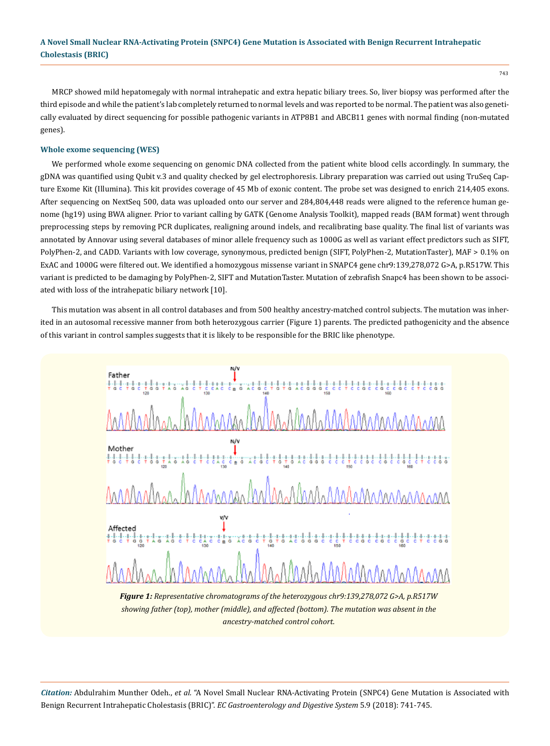MRCP showed mild hepatomegaly with normal intrahepatic and extra hepatic biliary trees. So, liver biopsy was performed after the third episode and while the patient's lab completely returned to normal levels and was reported to be normal. The patient was also genetically evaluated by direct sequencing for possible pathogenic variants in ATP8B1 and ABCB11 genes with normal finding (non-mutated genes).

### Whole exome sequencing (WES)

We performed whole exome sequencing on genomic DNA collected from the patient white blood cells accordingly. In summary, the gDNA was quantified using Qubit v.3 and quality checked by gel electrophoresis. Library preparation was carried out using TruSeq Capture Exome Kit (Illumina). This kit provides coverage of 45 Mb of exonic content. The probe set was designed to enrich 214,405 exons. After sequencing on NextSeq 500, data was uploaded onto our server and 284,804,448 reads were aligned to the reference human genome (hg19) using BWA aligner. Prior to variant calling by GATK (Genome Analysis Toolkit), mapped reads (BAM format) went through preprocessing steps by removing PCR duplicates, realigning around indels, and recalibrating base quality. The final list of variants was annotated by Annovar using several databases of minor allele frequency such as 1000G as well as variant effect predictors such as SIFT, PolyPhen-2, and CADD. Variants with low coverage, synonymous, predicted benign (SIFT, PolyPhen-2, MutationTaster), MAF > 0.1% on ExAC and 1000G were filtered out. We identified a homozygous missense variant in SNAPC4 gene chr9:139,278,072 G>A, p.R517W. This variant is predicted to be damaging by PolyPhen-2, SIFT and MutationTaster. Mutation of zebrafish Snapc4 has been shown to be associated with loss of the intrahepatic biliary network [10].

This mutation was absent in all control databases and from 500 healthy ancestry-matched control subjects. The mutation was inherited in an autosomal recessive manner from both heterozygous carrier (Figure 1) parents. The predicted pathogenicity and the absence of this variant in control samples suggests that it is likely to be responsible for the BRIC like phenotype.

Father

N/V

Mother

N/V

Affected

V/V

***Figure 1:*** *Representative chromatograms of the heterozygous chr9:139,278,072 G>A, p.R517W showing father (top), mother (middle), and affected (bottom). The mutation was absent in the ancestry-matched control cohort.*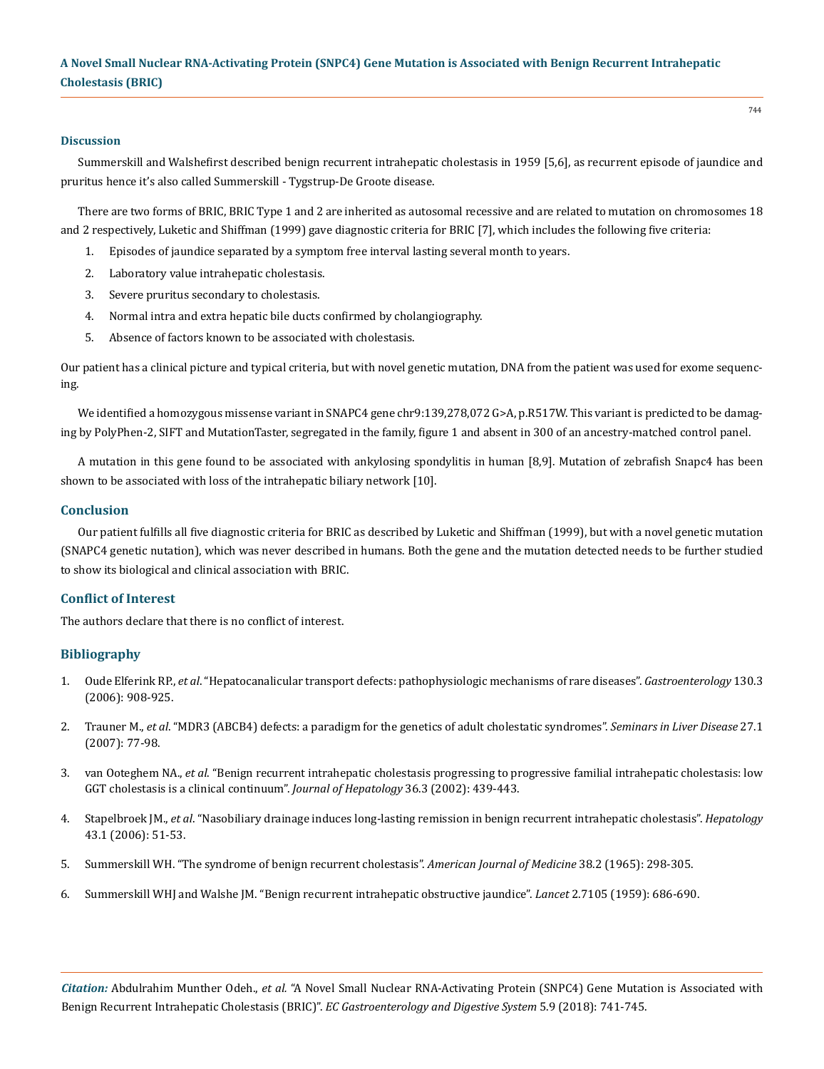## Discussion

Summerskill and Walshefirst described benign recurrent intrahepatic cholestasis in 1959 [5,6], as recurrent episode of jaundice and pruritus hence it's also called Summerskill - Tygstrup-De Groote disease.

There are two forms of BRIC, BRIC Type 1 and 2 are inherited as autosomal recessive and are related to mutation on chromosomes 18 and 2 respectively, Luketic and Shiffman (1999) gave diagnostic criteria for BRIC [7], which includes the following five criteria:

1. Episodes of jaundice separated by a symptom free interval lasting several month to years.
2. Laboratory value intrahepatic cholestasis.
3. Severe pruritus secondary to cholestasis.
4. Normal intra and extra hepatic bile ducts confirmed by cholangiography.
5. Absence of factors known to be associated with cholestasis.

Our patient has a clinical picture and typical criteria, but with novel genetic mutation, DNA from the patient was used for exome sequencing.

We identified a homozygous missense variant in SNAPC4 gene chr9:139,278,072 G>A, p.R517W. This variant is predicted to be damaging by PolyPhen-2, SIFT and MutationTaster, segregated in the family, figure 1 and absent in 300 of an ancestry-matched control panel.

A mutation in this gene found to be associated with ankylosing spondylitis in human [8,9]. Mutation of zebrafish Snapc4 has been shown to be associated with loss of the intrahepatic biliary network [10].

## Conclusion

Our patient fulfills all five diagnostic criteria for BRIC as described by Luketic and Shiffman (1999), but with a novel genetic mutation (SNAPC4 genetic nutation), which was never described in humans. Both the gene and the mutation detected needs to be further studied to show its biological and clinical association with BRIC.

## Conflict of Interest

The authors declare that there is no conflict of interest.

## Bibliography

1. Oude Elferink RP., *et al*. "Hepatocanalicular transport defects: pathophysiologic mechanisms of rare diseases". *Gastroenterology* 130.3 (2006): 908-925.
2. Trauner M., *et al*. "MDR3 (ABCB4) defects: a paradigm for the genetics of adult cholestatic syndromes". *Seminars in Liver Disease* 27.1 (2007): 77-98.
3. van Ooteghem NA., *et al*. "Benign recurrent intrahepatic cholestasis progressing to progressive familial intrahepatic cholestasis: low GGT cholestasis is a clinical continuum". *Journal of Hepatology* 36.3 (2002): 439-443.
4. Stapelbroek JM., *et al*. "Nasobiliary drainage induces long-lasting remission in benign recurrent intrahepatic cholestasis". *Hepatology* 43.1 (2006): 51-53.
5. Summerskill WH. "The syndrome of benign recurrent cholestasis". *American Journal of Medicine* 38.2 (1965): 298-305.
6. Summerskill WHJ and Walshe JM. "Benign recurrent intrahepatic obstructive jaundice". *Lancet* 2.7105 (1959): 686-690.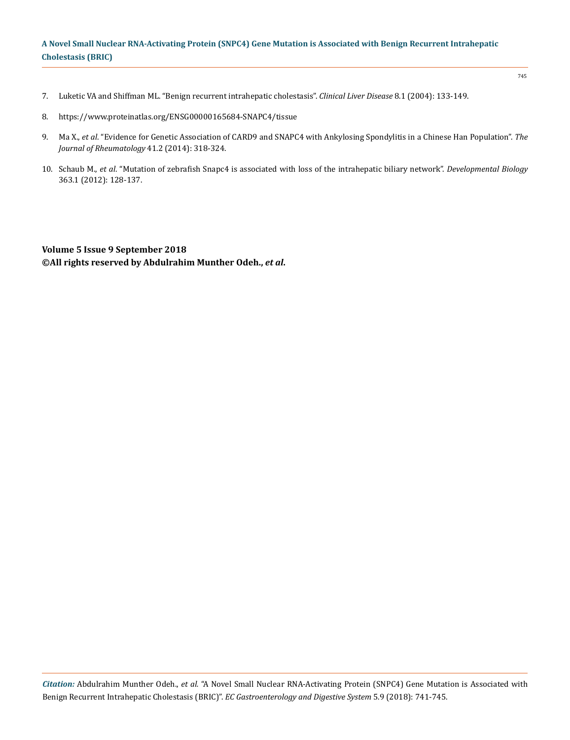7. Luketic VA and Shiffman ML. "Benign recurrent intrahepatic cholestasis". *Clinical Liver Disease* 8.1 (2004): 133-149.

8. https://www.proteinatlas.org/ENSG00000165684-SNAPC4/tissue

9. Ma X., *et al*. "Evidence for Genetic Association of CARD9 and SNAPC4 with Ankylosing Spondylitis in a Chinese Han Population". *The Journal of Rheumatology* 41.2 (2014): 318-324.

10. Schaub M., *et al*. "Mutation of zebrafish Snapc4 is associated with loss of the intrahepatic biliary network". *Developmental Biology* 363.1 (2012): 128-137.

**Volume 5 Issue 9 September 2018**
**©All rights reserved by Abdulrahim Munther Odeh., *et al*.**